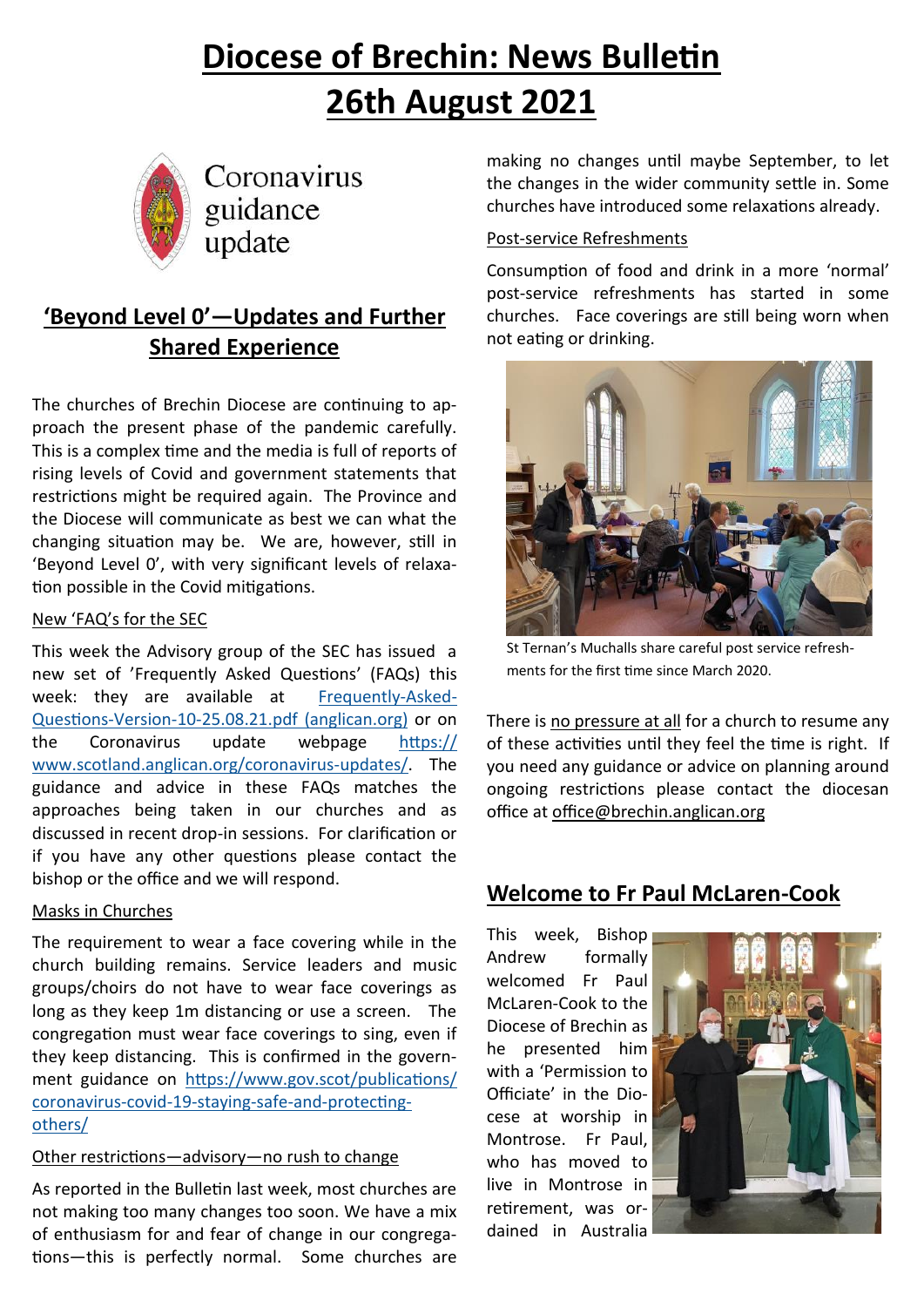# Diocese of Brechin: News Bulletin
# 26th August 2021

Coronavirus guidance update

## 'Beyond Level 0'—Updates and Further Shared Experience

The churches of Brechin Diocese are continuing to approach the present phase of the pandemic carefully. This is a complex time and the media is full of reports of rising levels of Covid and government statements that restrictions might be required again. The Province and the Diocese will communicate as best we can what the changing situation may be. We are, however, still in 'Beyond Level 0', with very significant levels of relaxation possible in the Covid mitigations.

New 'FAQ's for the SEC

This week the Advisory group of the SEC has issued a new set of 'Frequently Asked Questions' (FAQs) this week: they are available at [Frequently-Asked-Questions-Version-10-25.08.21.pdf (anglican.org)] or on the Coronavirus update webpage https://www.scotland.anglican.org/coronavirus-updates/. The guidance and advice in these FAQs matches the approaches being taken in our churches and as discussed in recent drop-in sessions. For clarification or if you have any other questions please contact the bishop or the office and we will respond.

Masks in Churches

The requirement to wear a face covering while in the church building remains. Service leaders and music groups/choirs do not have to wear face coverings as long as they keep 1m distancing or use a screen. The congregation must wear face coverings to sing, even if they keep distancing. This is confirmed in the government guidance on https://www.gov.scot/publications/coronavirus-covid-19-staying-safe-and-protecting-others/

Other restrictions—advisory—no rush to change

As reported in the Bulletin last week, most churches are not making too many changes too soon. We have a mix of enthusiasm for and fear of change in our congregations—this is perfectly normal. Some churches are making no changes until maybe September, to let the changes in the wider community settle in. Some churches have introduced some relaxations already.

Post-service Refreshments

Consumption of food and drink in a more 'normal' post-service refreshments has started in some churches. Face coverings are still being worn when not eating or drinking.

St Ternan's Muchalls share careful post service refreshments for the first time since March 2020.

There is no pressure at all for a church to resume any of these activities until they feel the time is right. If you need any guidance or advice on planning around ongoing restrictions please contact the diocesan office at office@brechin.anglican.org

## Welcome to Fr Paul McLaren-Cook

This week, Bishop Andrew formally welcomed Fr Paul McLaren-Cook to the Diocese of Brechin as he presented him with a 'Permission to Officiate' in the Diocese at worship in Montrose. Fr Paul, who has moved to live in Montrose in retirement, was ordained in Australia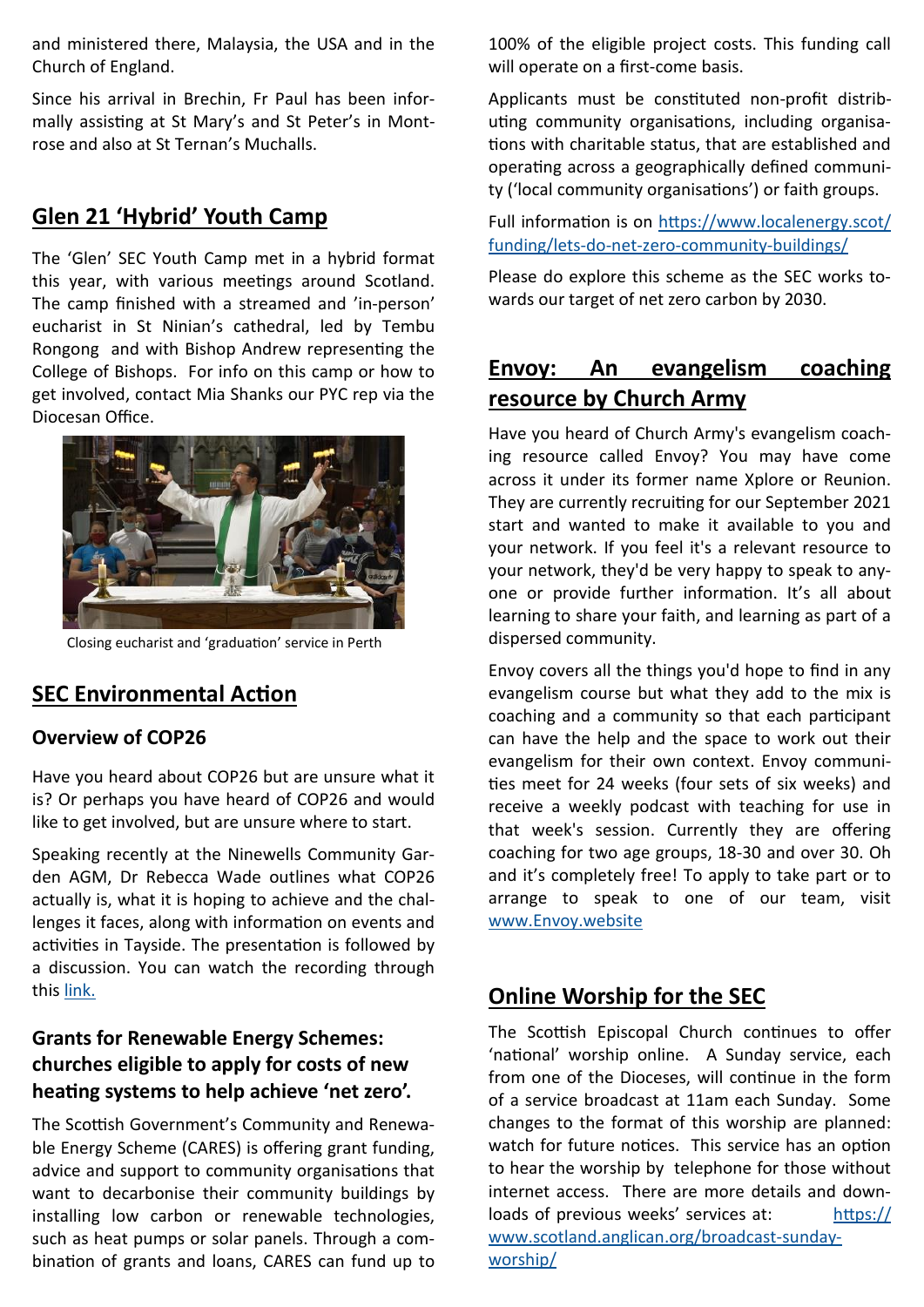and ministered there, Malaysia, the USA and in the Church of England.

Since his arrival in Brechin, Fr Paul has been informally assisting at St Mary's and St Peter's in Montrose and also at St Ternan's Muchalls.

## Glen 21 'Hybrid' Youth Camp

The 'Glen' SEC Youth Camp met in a hybrid format this year, with various meetings around Scotland. The camp finished with a streamed and 'in-person' eucharist in St Ninian's cathedral, led by Tembu Rongong and with Bishop Andrew representing the College of Bishops. For info on this camp or how to get involved, contact Mia Shanks our PYC rep via the Diocesan Office.

Closing eucharist and 'graduation' service in Perth

## SEC Environmental Action

### Overview of COP26

Have you heard about COP26 but are unsure what it is? Or perhaps you have heard of COP26 and would like to get involved, but are unsure where to start.

Speaking recently at the Ninewells Community Garden AGM, Dr Rebecca Wade outlines what COP26 actually is, what it is hoping to achieve and the challenges it faces, along with information on events and activities in Tayside. The presentation is followed by a discussion. You can watch the recording through this link.

### Grants for Renewable Energy Schemes: churches eligible to apply for costs of new heating systems to help achieve 'net zero'.

The Scottish Government's Community and Renewable Energy Scheme (CARES) is offering grant funding, advice and support to community organisations that want to decarbonise their community buildings by installing low carbon or renewable technologies, such as heat pumps or solar panels. Through a combination of grants and loans, CARES can fund up to 100% of the eligible project costs. This funding call will operate on a first-come basis.

Applicants must be constituted non-profit distributing community organisations, including organisations with charitable status, that are established and operating across a geographically defined community ('local community organisations') or faith groups.

Full information is on https://www.localenergy.scot/funding/lets-do-net-zero-community-buildings/

Please do explore this scheme as the SEC works towards our target of net zero carbon by 2030.

## Envoy: An evangelism coaching resource by Church Army

Have you heard of Church Army's evangelism coaching resource called Envoy? You may have come across it under its former name Xplore or Reunion. They are currently recruiting for our September 2021 start and wanted to make it available to you and your network. If you feel it's a relevant resource to your network, they'd be very happy to speak to anyone or provide further information. It's all about learning to share your faith, and learning as part of a dispersed community.

Envoy covers all the things you'd hope to find in any evangelism course but what they add to the mix is coaching and a community so that each participant can have the help and the space to work out their evangelism for their own context. Envoy communities meet for 24 weeks (four sets of six weeks) and receive a weekly podcast with teaching for use in that week's session. Currently they are offering coaching for two age groups, 18-30 and over 30. Oh and it's completely free! To apply to take part or to arrange to speak to one of our team, visit www.Envoy.website

## Online Worship for the SEC

The Scottish Episcopal Church continues to offer 'national' worship online. A Sunday service, each from one of the Dioceses, will continue in the form of a service broadcast at 11am each Sunday. Some changes to the format of this worship are planned: watch for future notices. This service has an option to hear the worship by telephone for those without internet access. There are more details and downloads of previous weeks' services at: https://www.scotland.anglican.org/broadcast-sunday-worship/